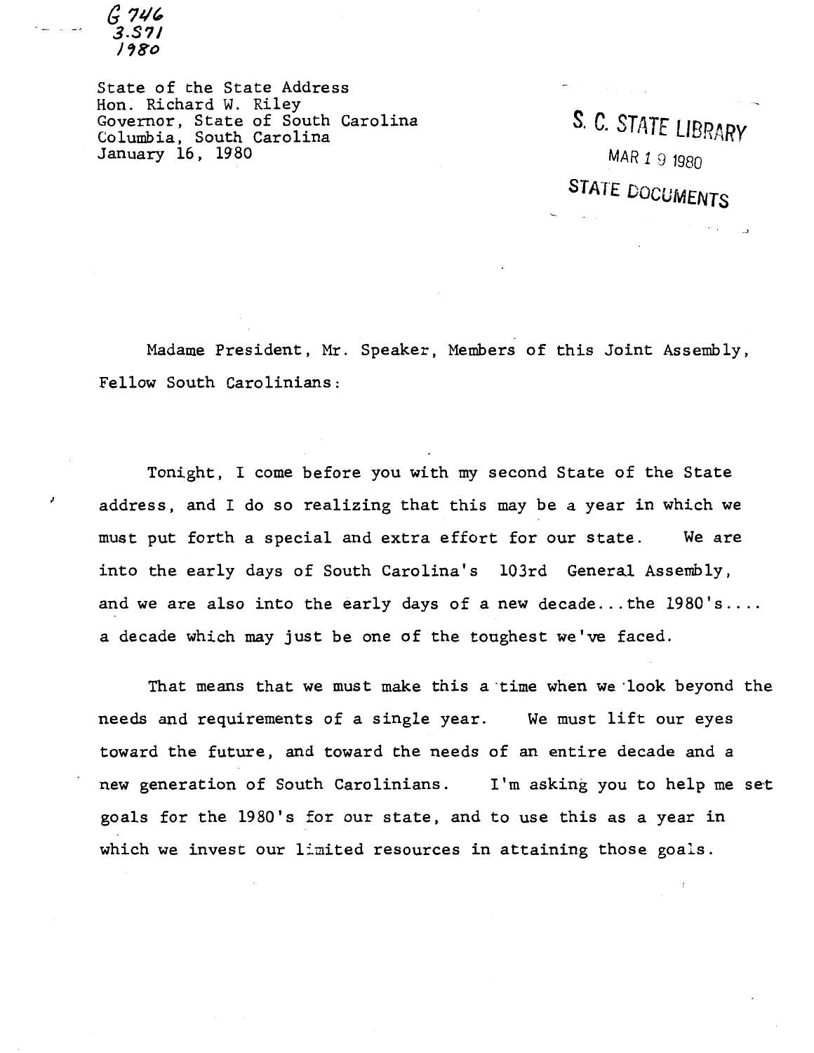G 746
3.S71
1980

State of the State Address
Hon. Richard W. Riley
Governor, State of South Carolina
Columbia, South Carolina
January 16, 1980

S. C. STATE LIBRARY
MAR 19 1980
STATE DOCUMENTS

Madame President, Mr. Speaker, Members of this Joint Assembly, Fellow South Carolinians:

Tonight, I come before you with my second State of the State address, and I do so realizing that this may be a year in which we must put forth a special and extra effort for our state. We are into the early days of South Carolina's 103rd General Assembly, and we are also into the early days of a new decade...the 1980's.... a decade which may just be one of the toughest we've faced.

That means that we must make this a time when we look beyond the needs and requirements of a single year. We must lift our eyes toward the future, and toward the needs of an entire decade and a new generation of South Carolinians. I'm asking you to help me set goals for the 1980's for our state, and to use this as a year in which we invest our limited resources in attaining those goals.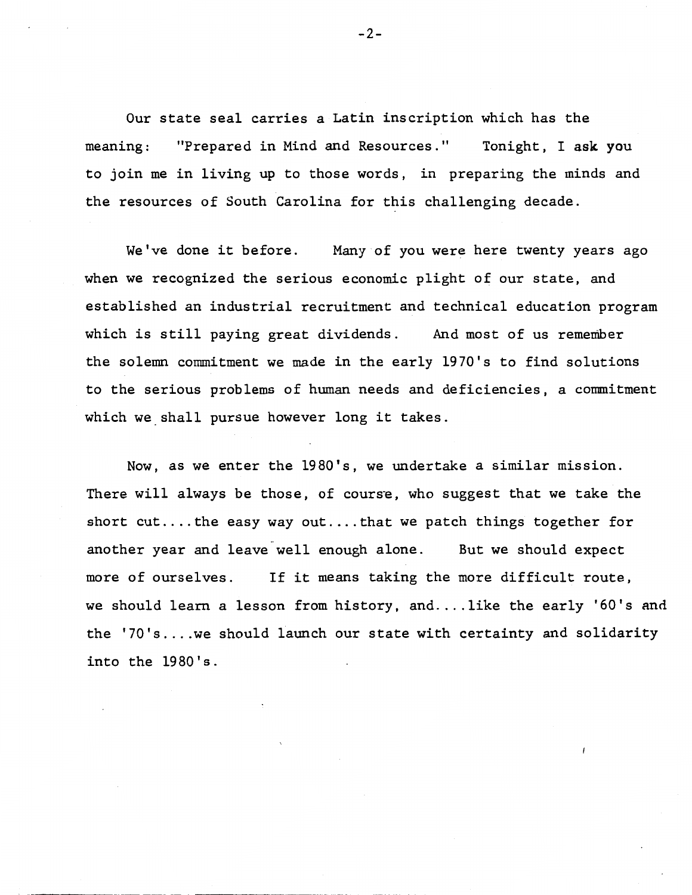Our state seal carries a Latin inscription which has the meaning: "Prepared in Mind and Resources." Tonight, I ask you to join me in living up to those words, in preparing the minds and the resources of South Carolina for this challenging decade.

We've done it before. Many of you were here twenty years ago when we recognized the serious economic plight of our state, and established an industrial recruitment and technical education program which is still paying great dividends. And most of us remember the solemn commitment we made in the early 1970's to find solutions to the serious problems of human needs and deficiencies, a commitment which we shall pursue however long it takes.

Now, as we enter the 1980's, we undertake a similar mission. There will always be those, of course, who suggest that we take the short cut....the easy way out....that we patch things together for another year and leave well enough alone. But we should expect more of ourselves. If it means taking the more difficult route, we should learn a lesson from history, and....like the early '60's and the '70's....we should launch our state with certainty and solidarity into the 1980's.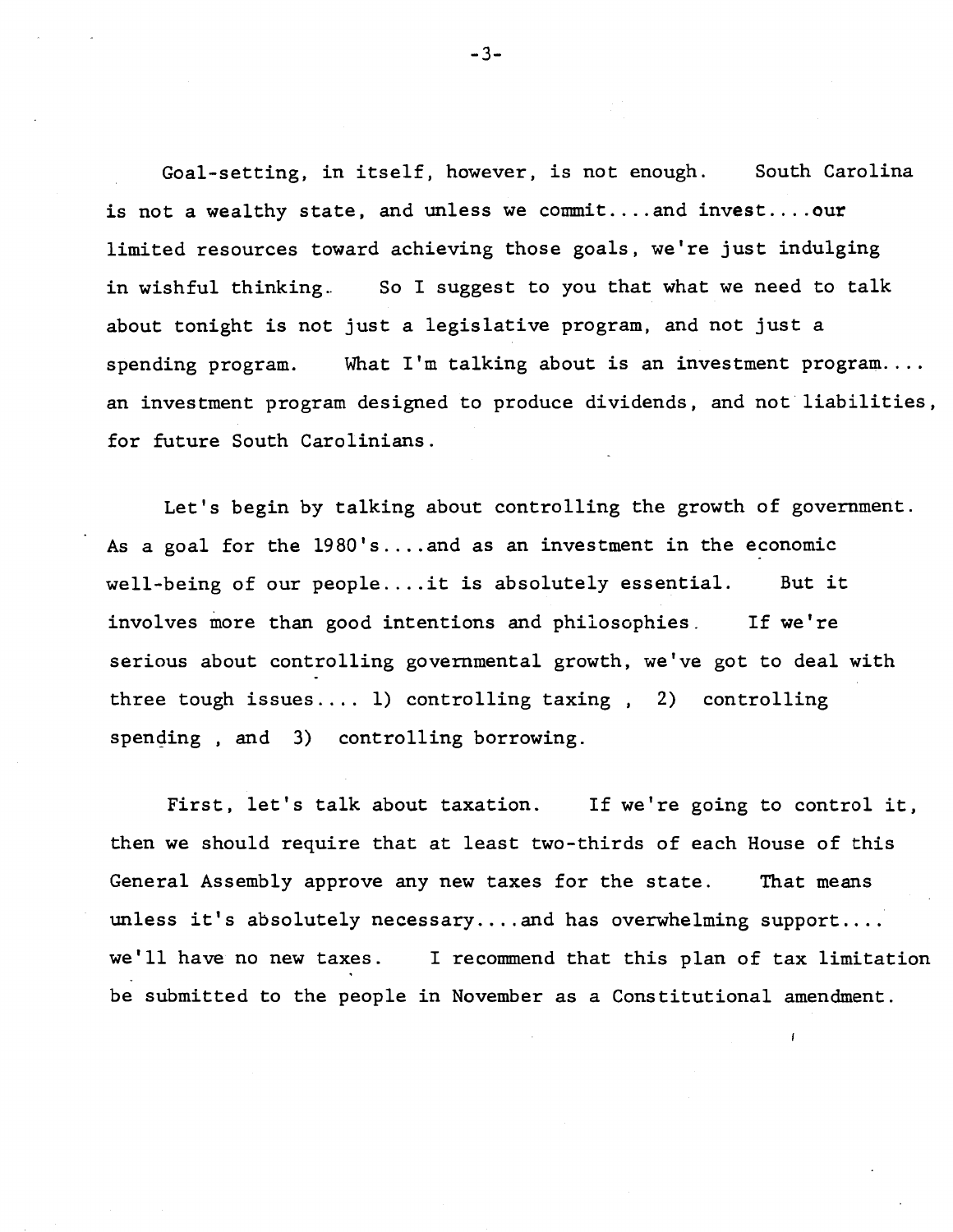Goal-setting, in itself, however, is not enough. South Carolina is not a wealthy state, and unless we commit....and invest....our limited resources toward achieving those goals, we're just indulging in wishful thinking. So I suggest to you that what we need to talk about tonight is not just a legislative program, and not just a spending program. What I'm talking about is an investment program.... an investment program designed to produce dividends, and not liabilities, for future South Carolinians.

Let's begin by talking about controlling the growth of government. As a goal for the 1980's....and as an investment in the economic well-being of our people....it is absolutely essential. But it involves more than good intentions and philosophies. If we're serious about controlling governmental growth, we've got to deal with three tough issues.... 1) controlling taxing , 2) controlling spending , and 3) controlling borrowing.

First, let's talk about taxation. If we're going to control it, then we should require that at least two-thirds of each House of this General Assembly approve any new taxes for the state. That means unless it's absolutely necessary....and has overwhelming support.... we'll have no new taxes. I recommend that this plan of tax limitation be submitted to the people in November as a Constitutional amendment.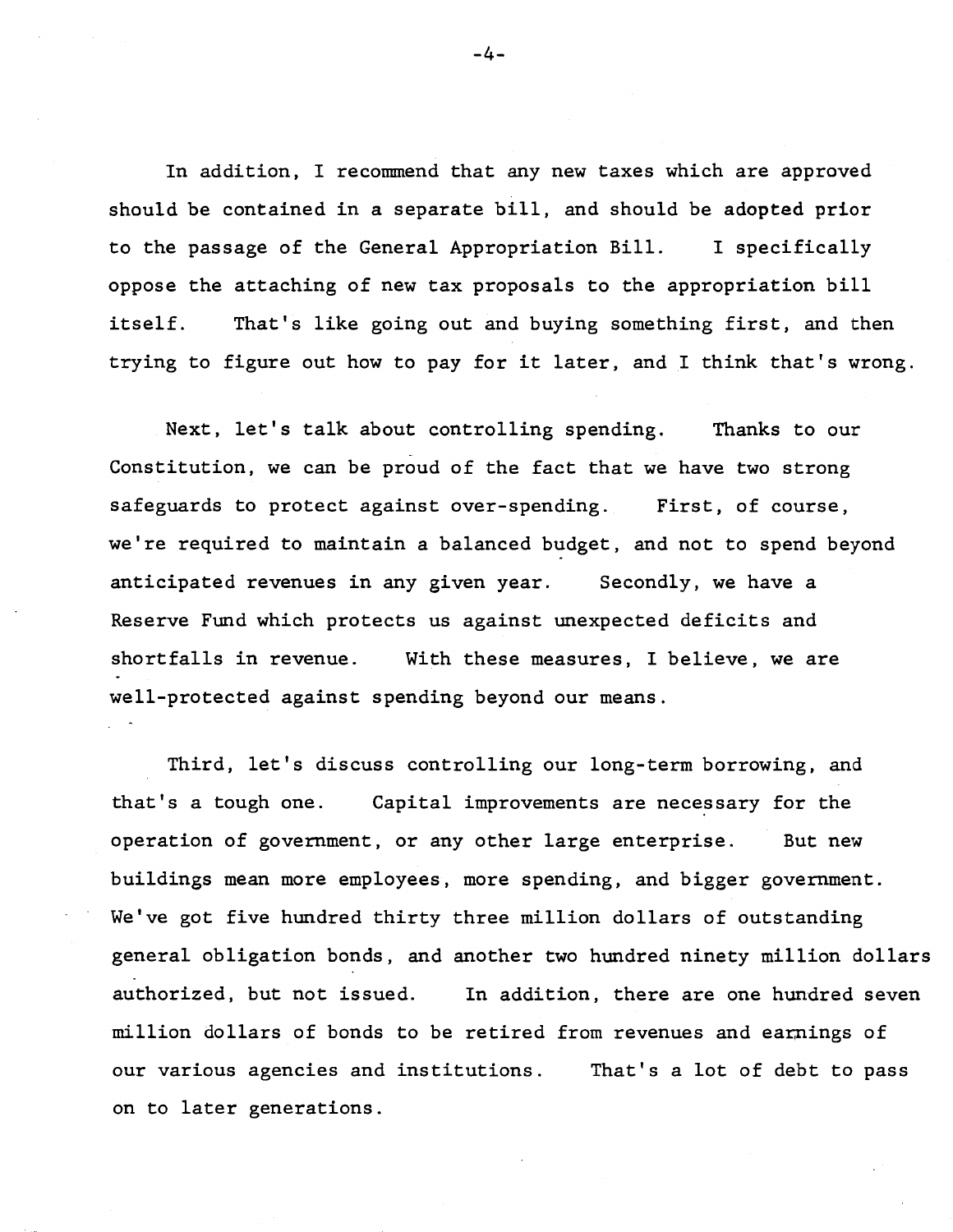In addition, I recommend that any new taxes which are approved should be contained in a separate bill, and should be adopted prior to the passage of the General Appropriation Bill. I specifically oppose the attaching of new tax proposals to the appropriation bill itself. That's like going out and buying something first, and then trying to figure out how to pay for it later, and I think that's wrong.

Next, let's talk about controlling spending. Thanks to our Constitution, we can be proud of the fact that we have two strong safeguards to protect against over-spending. First, of course, we're required to maintain a balanced budget, and not to spend beyond anticipated revenues in any given year. Secondly, we have a Reserve Fund which protects us against unexpected deficits and shortfalls in revenue. With these measures, I believe, we are well-protected against spending beyond our means.

Third, let's discuss controlling our long-term borrowing, and that's a tough one. Capital improvements are necessary for the operation of government, or any other large enterprise. But new buildings mean more employees, more spending, and bigger government. We've got five hundred thirty three million dollars of outstanding general obligation bonds, and another two hundred ninety million dollars authorized, but not issued. In addition, there are one hundred seven million dollars of bonds to be retired from revenues and earnings of our various agencies and institutions. That's a lot of debt to pass on to later generations.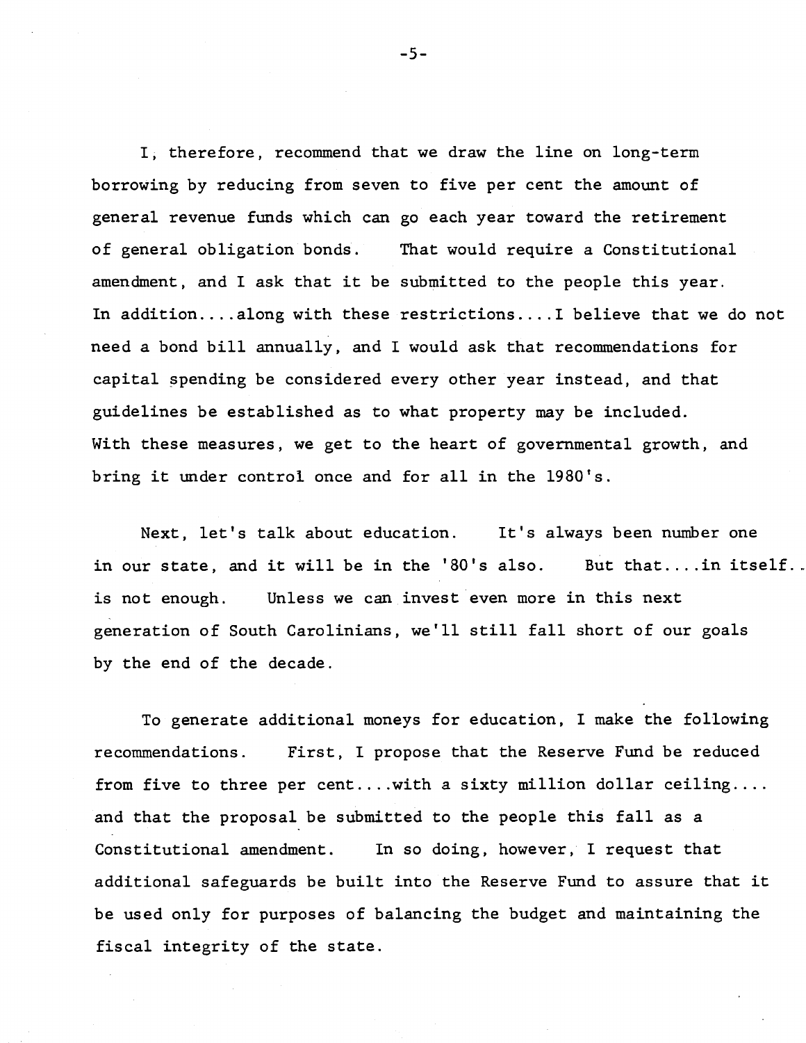I, therefore, recommend that we draw the line on long-term borrowing by reducing from seven to five per cent the amount of general revenue funds which can go each year toward the retirement of general obligation bonds. That would require a Constitutional amendment, and I ask that it be submitted to the people this year. In addition....along with these restrictions....I believe that we do not need a bond bill annually, and I would ask that recommendations for capital spending be considered every other year instead, and that guidelines be established as to what property may be included. With these measures, we get to the heart of governmental growth, and bring it under control once and for all in the 1980's.

Next, let's talk about education. It's always been number one in our state, and it will be in the '80's also. But that....in itself.. is not enough. Unless we can invest even more in this next generation of South Carolinians, we'll still fall short of our goals by the end of the decade.

To generate additional moneys for education, I make the following recommendations. First, I propose that the Reserve Fund be reduced from five to three per cent....with a sixty million dollar ceiling.... and that the proposal be submitted to the people this fall as a Constitutional amendment. In so doing, however, I request that additional safeguards be built into the Reserve Fund to assure that it be used only for purposes of balancing the budget and maintaining the fiscal integrity of the state.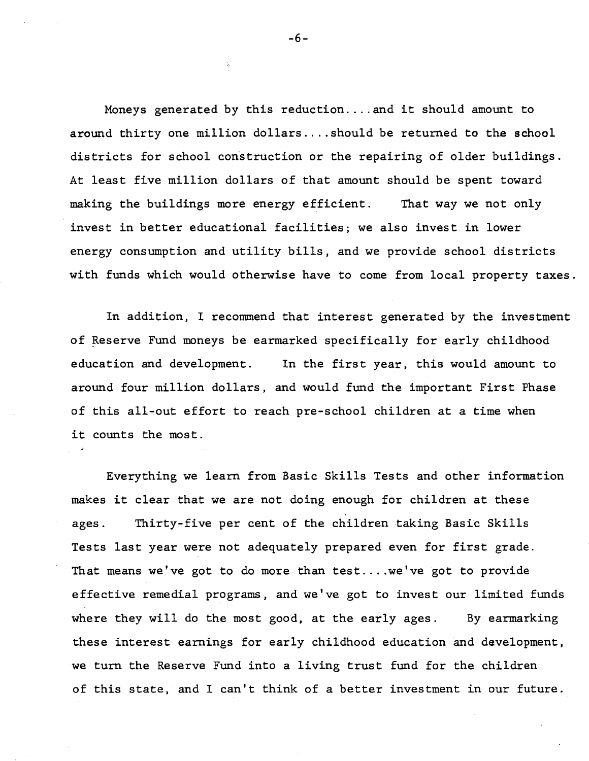Moneys generated by this reduction....and it should amount to around thirty one million dollars....should be returned to the school districts for school construction or the repairing of older buildings. At least five million dollars of that amount should be spent toward making the buildings more energy efficient. That way we not only invest in better educational facilities; we also invest in lower energy consumption and utility bills, and we provide school districts with funds which would otherwise have to come from local property taxes.

In addition, I recommend that interest generated by the investment of Reserve Fund moneys be earmarked specifically for early childhood education and development. In the first year, this would amount to around four million dollars, and would fund the important First Phase of this all-out effort to reach pre-school children at a time when it counts the most.

Everything we learn from Basic Skills Tests and other information makes it clear that we are not doing enough for children at these ages. Thirty-five per cent of the children taking Basic Skills Tests last year were not adequately prepared even for first grade. That means we've got to do more than test....we've got to provide effective remedial programs, and we've got to invest our limited funds where they will do the most good, at the early ages. By earmarking these interest earnings for early childhood education and development, we turn the Reserve Fund into a living trust fund for the children of this state, and I can't think of a better investment in our future.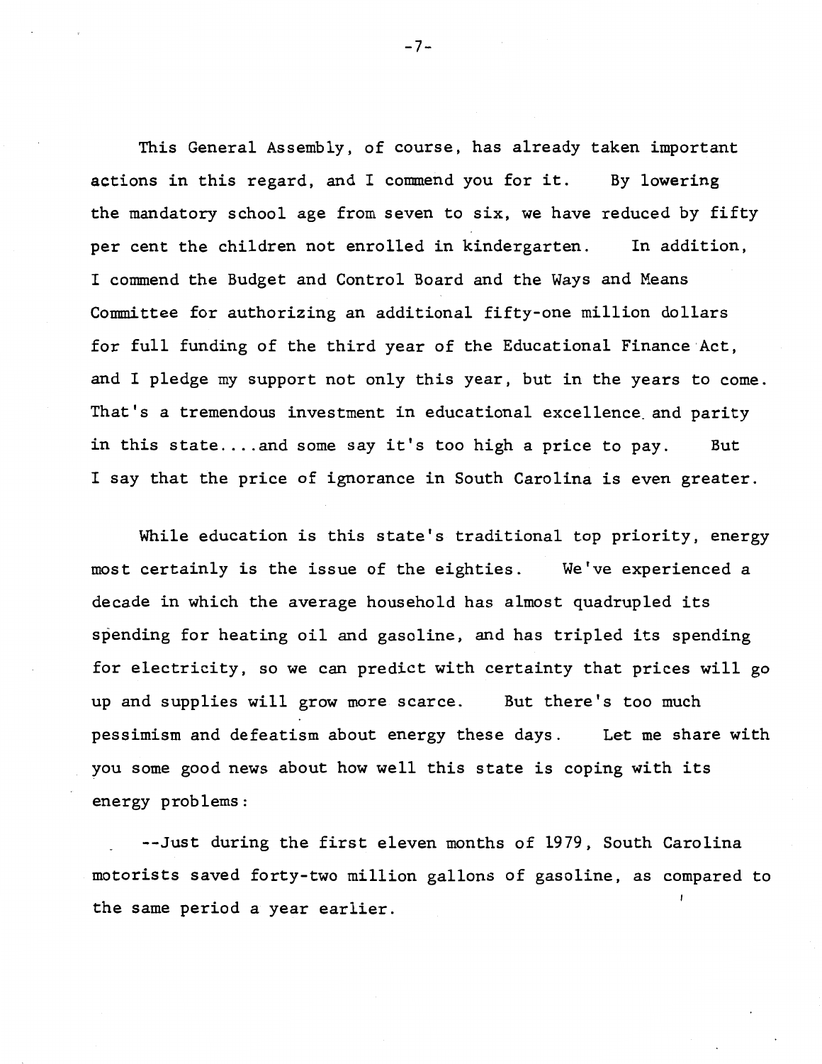This General Assembly, of course, has already taken important actions in this regard, and I commend you for it. By lowering the mandatory school age from seven to six, we have reduced by fifty per cent the children not enrolled in kindergarten. In addition, I commend the Budget and Control Board and the Ways and Means Committee for authorizing an additional fifty-one million dollars for full funding of the third year of the Educational Finance Act, and I pledge my support not only this year, but in the years to come. That's a tremendous investment in educational excellence and parity in this state....and some say it's too high a price to pay. But I say that the price of ignorance in South Carolina is even greater.

While education is this state's traditional top priority, energy most certainly is the issue of the eighties. We've experienced a decade in which the average household has almost quadrupled its spending for heating oil and gasoline, and has tripled its spending for electricity, so we can predict with certainty that prices will go up and supplies will grow more scarce. But there's too much pessimism and defeatism about energy these days. Let me share with you some good news about how well this state is coping with its energy problems:

--Just during the first eleven months of 1979, South Carolina motorists saved forty-two million gallons of gasoline, as compared to the same period a year earlier.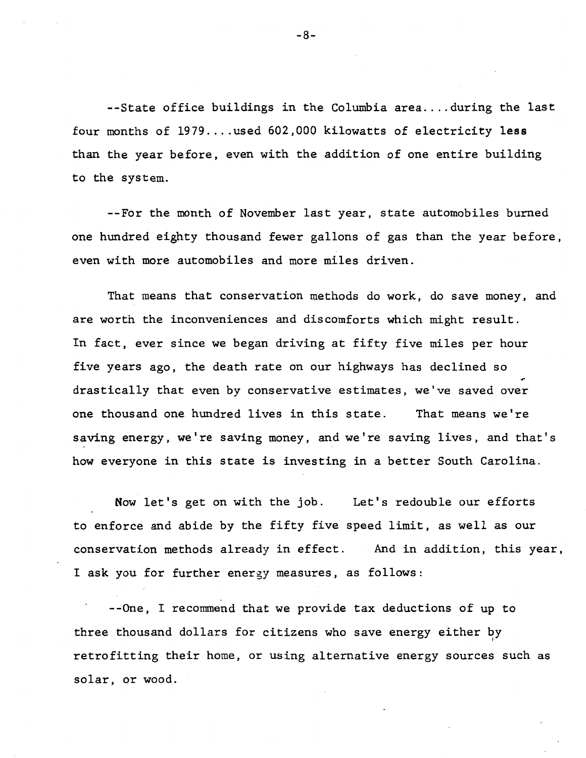--State office buildings in the Columbia area....during the last four months of 1979....used 602,000 kilowatts of electricity **less** than the year before, even with the addition of one entire building to the system.

--For the month of November last year, state automobiles burned one hundred eighty thousand fewer gallons of gas than the year before, even with more automobiles and more miles driven.

That means that conservation methods do work, do save money, and are worth the inconveniences and discomforts which might result. In fact, ever since we began driving at fifty five miles per hour five years ago, the death rate on our highways has declined so drastically that even by conservative estimates, we've saved over one thousand one hundred lives in this state. That means we're saving energy, we're saving money, and we're saving lives, and that's how everyone in this state is investing in a better South Carolina.

Now let's get on with the job. Let's redouble our efforts to enforce and abide by the fifty five speed limit, as well as our conservation methods already in effect. And in addition, this year, I ask you for further energy measures, as follows:

--One, I recommend that we provide tax deductions of up to three thousand dollars for citizens who save energy either by retrofitting their home, or using alternative energy sources such as solar, or wood.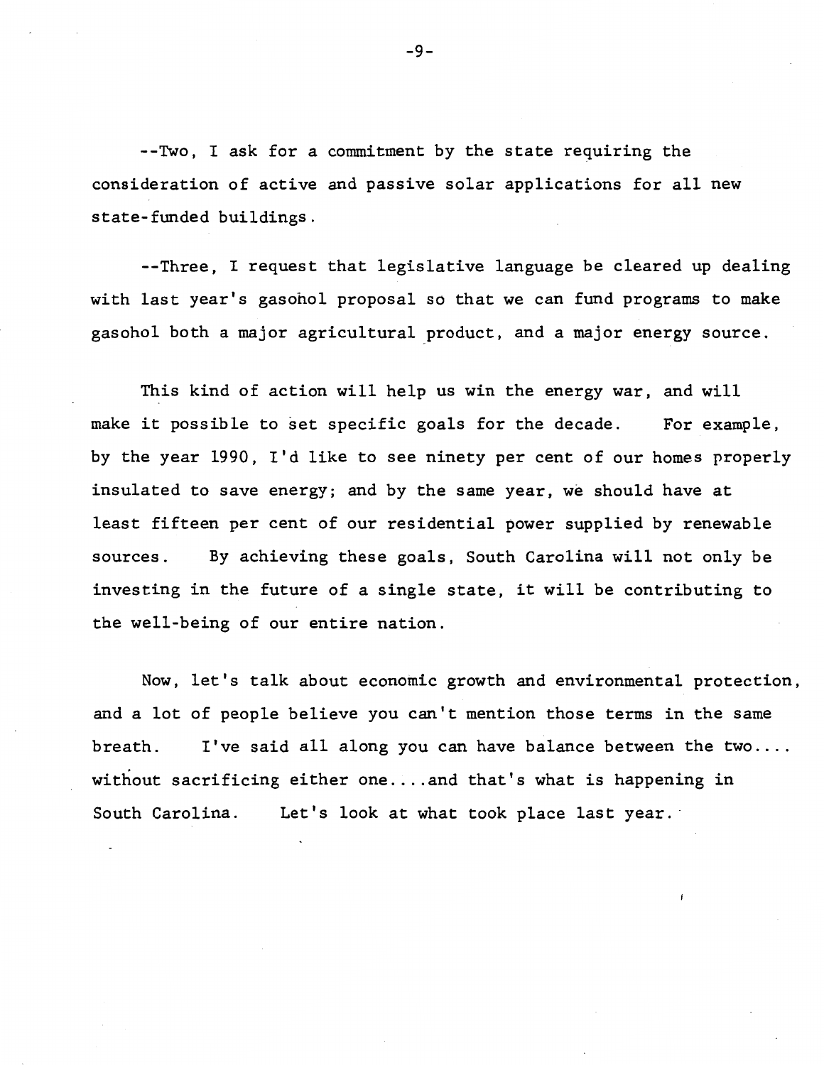--Two, I ask for a commitment by the state requiring the consideration of active and passive solar applications for all new state-funded buildings.

--Three, I request that legislative language be cleared up dealing with last year's gasohol proposal so that we can fund programs to make gasohol both a major agricultural product, and a major energy source.

This kind of action will help us win the energy war, and will make it possible to set specific goals for the decade. For example, by the year 1990, I'd like to see ninety per cent of our homes properly insulated to save energy; and by the same year, we should have at least fifteen per cent of our residential power supplied by renewable sources. By achieving these goals, South Carolina will not only be investing in the future of a single state, it will be contributing to the well-being of our entire nation.

Now, let's talk about economic growth and environmental protection, and a lot of people believe you can't mention those terms in the same breath. I've said all along you can have balance between the two.... without sacrificing either one....and that's what is happening in South Carolina. Let's look at what took place last year.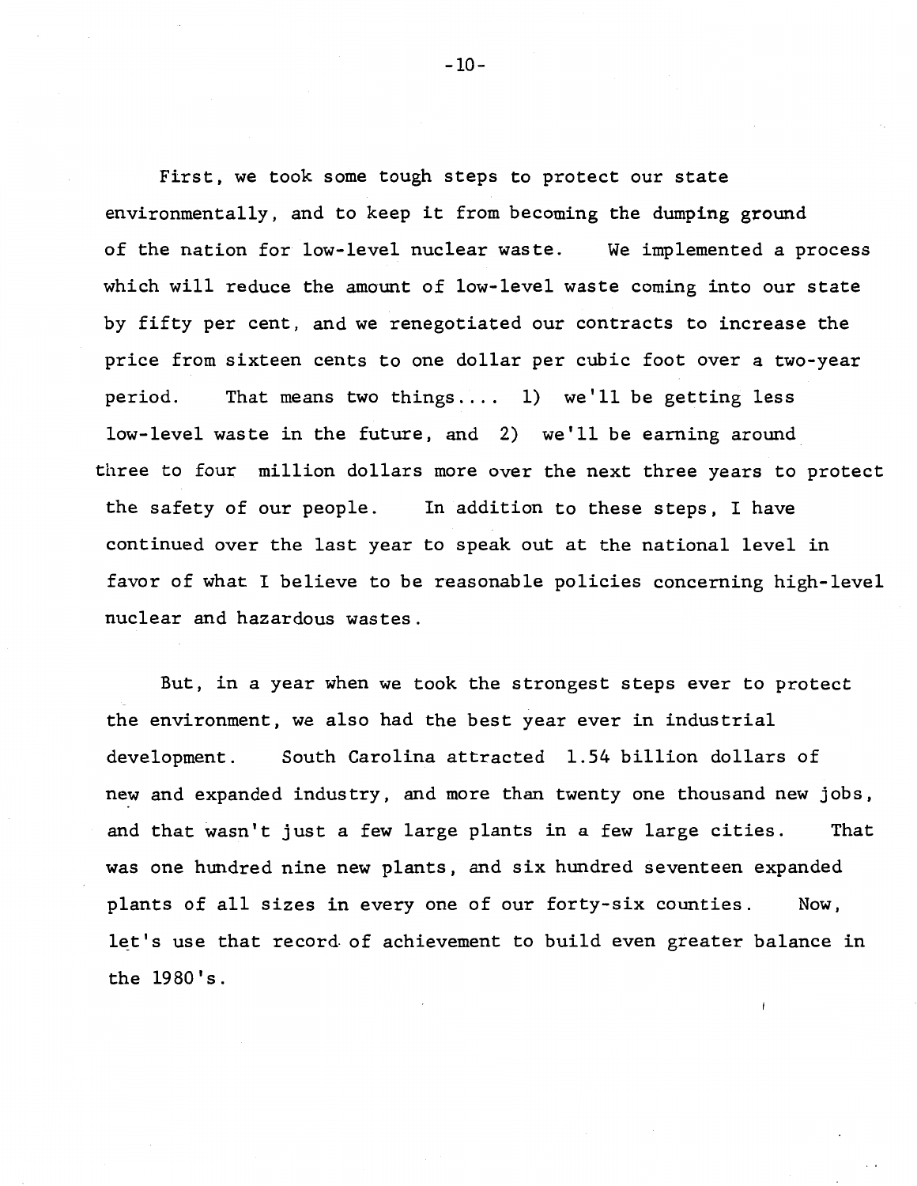First, we took some tough steps to protect our state environmentally, and to keep it from becoming the dumping ground of the nation for low-level nuclear waste. We implemented a process which will reduce the amount of low-level waste coming into our state by fifty per cent, and we renegotiated our contracts to increase the price from sixteen cents to one dollar per cubic foot over a two-year period. That means two things.... 1) we'll be getting less low-level waste in the future, and 2) we'll be earning around three to four million dollars more over the next three years to protect the safety of our people. In addition to these steps, I have continued over the last year to speak out at the national level in favor of what I believe to be reasonable policies concerning high-level nuclear and hazardous wastes.

But, in a year when we took the strongest steps ever to protect the environment, we also had the best year ever in industrial development. South Carolina attracted 1.54 billion dollars of new and expanded industry, and more than twenty one thousand new jobs, and that wasn't just a few large plants in a few large cities. That was one hundred nine new plants, and six hundred seventeen expanded plants of all sizes in every one of our forty-six counties. Now, let's use that record of achievement to build even greater balance in the 1980's.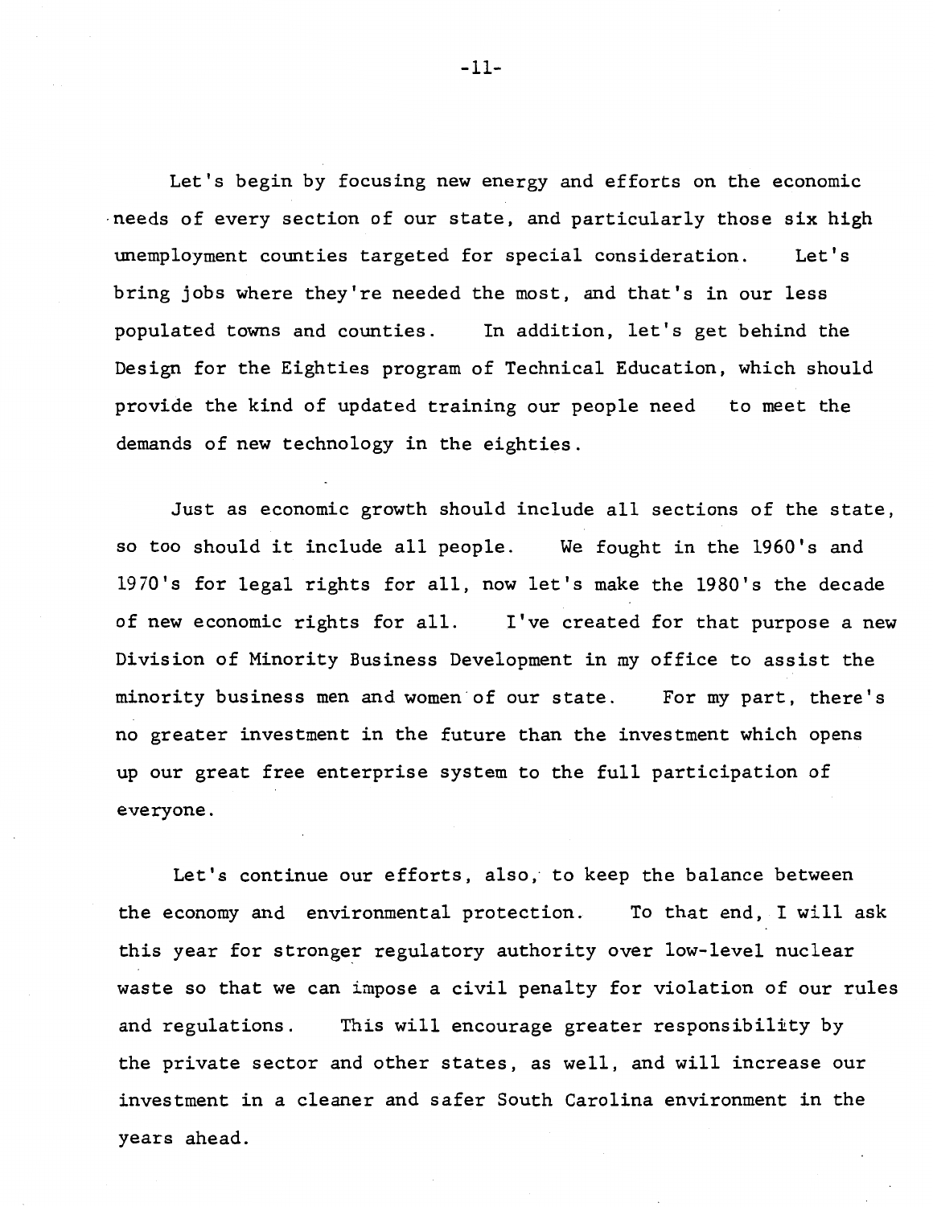Let's begin by focusing new energy and efforts on the economic needs of every section of our state, and particularly those six high unemployment counties targeted for special consideration. Let's bring jobs where they're needed the most, and that's in our less populated towns and counties. In addition, let's get behind the Design for the Eighties program of Technical Education, which should provide the kind of updated training our people need to meet the demands of new technology in the eighties.

Just as economic growth should include all sections of the state, so too should it include all people. We fought in the 1960's and 1970's for legal rights for all, now let's make the 1980's the decade of new economic rights for all. I've created for that purpose a new Division of Minority Business Development in my office to assist the minority business men and women of our state. For my part, there's no greater investment in the future than the investment which opens up our great free enterprise system to the full participation of everyone.

Let's continue our efforts, also, to keep the balance between the economy and environmental protection. To that end, I will ask this year for stronger regulatory authority over low-level nuclear waste so that we can impose a civil penalty for violation of our rules and regulations. This will encourage greater responsibility by the private sector and other states, as well, and will increase our investment in a cleaner and safer South Carolina environment in the years ahead.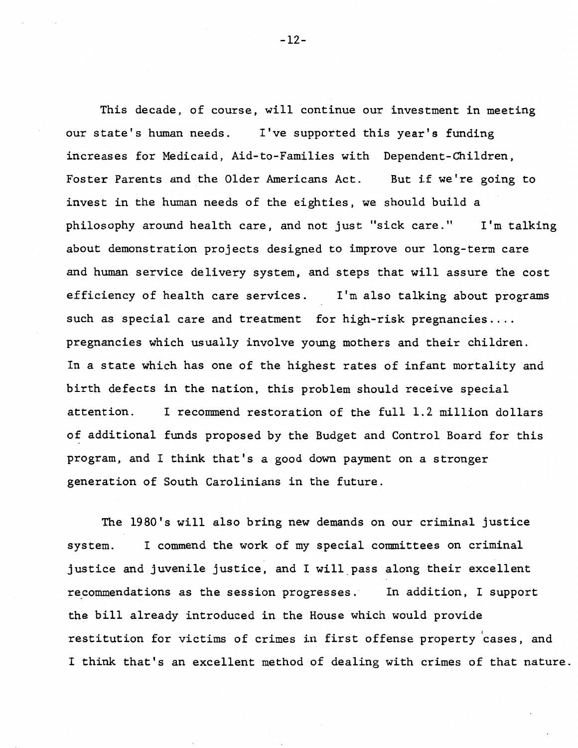This decade, of course, will continue our investment in meeting our state's human needs. I've supported this year's funding increases for Medicaid, Aid-to-Families with Dependent-Children, Foster Parents and the Older Americans Act. But if we're going to invest in the human needs of the eighties, we should build a philosophy around health care, and not just "sick care." I'm talking about demonstration projects designed to improve our long-term care and human service delivery system, and steps that will assure the cost efficiency of health care services. I'm also talking about programs such as special care and treatment for high-risk pregnancies.... pregnancies which usually involve young mothers and their children. In a state which has one of the highest rates of infant mortality and birth defects in the nation, this problem should receive special attention. I recommend restoration of the full 1.2 million dollars of additional funds proposed by the Budget and Control Board for this program, and I think that's a good down payment on a stronger generation of South Carolinians in the future.

The 1980's will also bring new demands on our criminal justice system. I commend the work of my special committees on criminal justice and juvenile justice, and I will pass along their excellent recommendations as the session progresses. In addition, I support the bill already introduced in the House which would provide restitution for victims of crimes in first offense property cases, and I think that's an excellent method of dealing with crimes of that nature.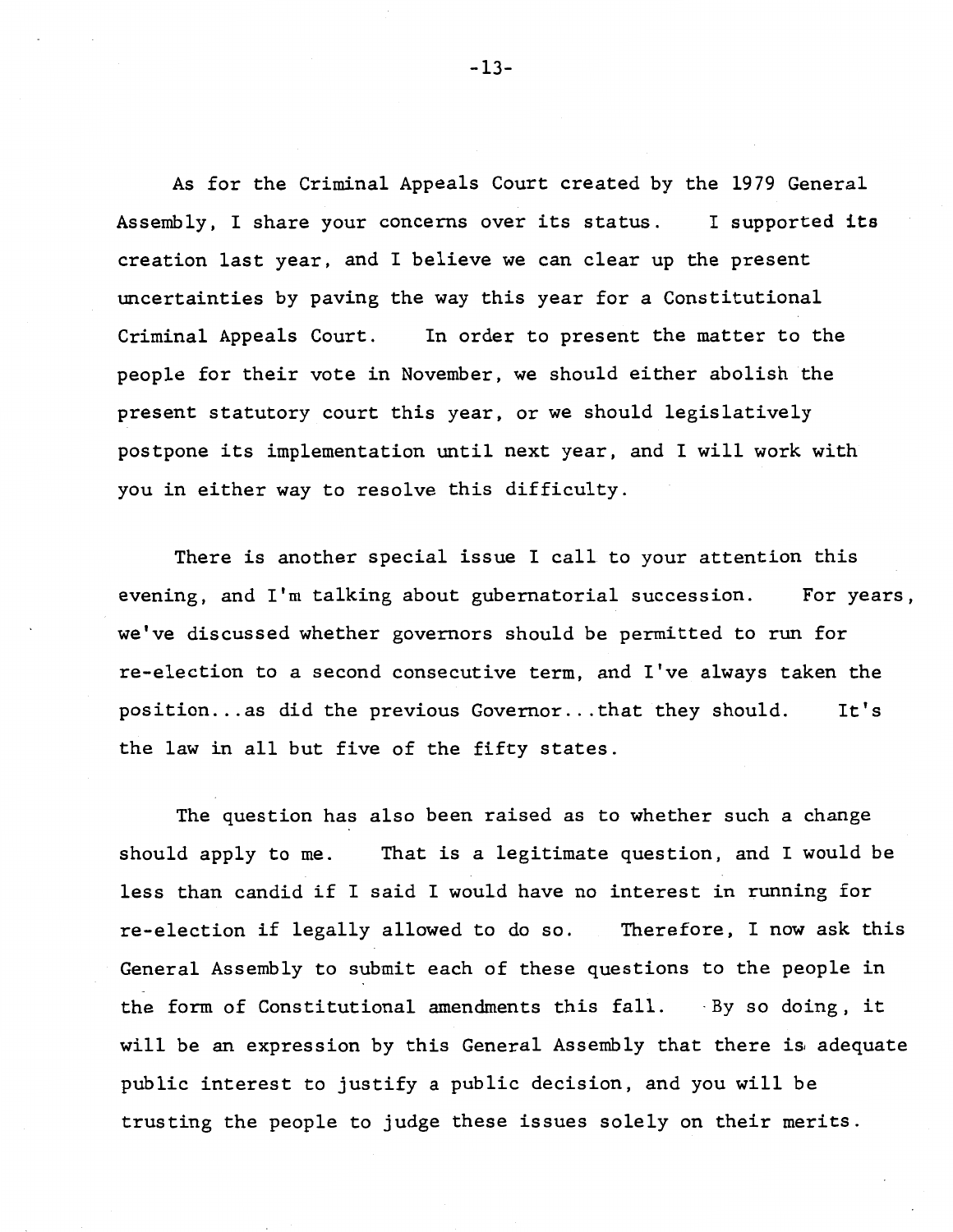As for the Criminal Appeals Court created by the 1979 General Assembly, I share your concerns over its status. I supported its creation last year, and I believe we can clear up the present uncertainties by paving the way this year for a Constitutional Criminal Appeals Court. In order to present the matter to the people for their vote in November, we should either abolish the present statutory court this year, or we should legislatively postpone its implementation until next year, and I will work with you in either way to resolve this difficulty.

There is another special issue I call to your attention this evening, and I'm talking about gubernatorial succession. For years, we've discussed whether governors should be permitted to run for re-election to a second consecutive term, and I've always taken the position...as did the previous Governor...that they should. It's the law in all but five of the fifty states.

The question has also been raised as to whether such a change should apply to me. That is a legitimate question, and I would be less than candid if I said I would have no interest in running for re-election if legally allowed to do so. Therefore, I now ask this General Assembly to submit each of these questions to the people in the form of Constitutional amendments this fall. By so doing, it will be an expression by this General Assembly that there is adequate public interest to justify a public decision, and you will be trusting the people to judge these issues solely on their merits.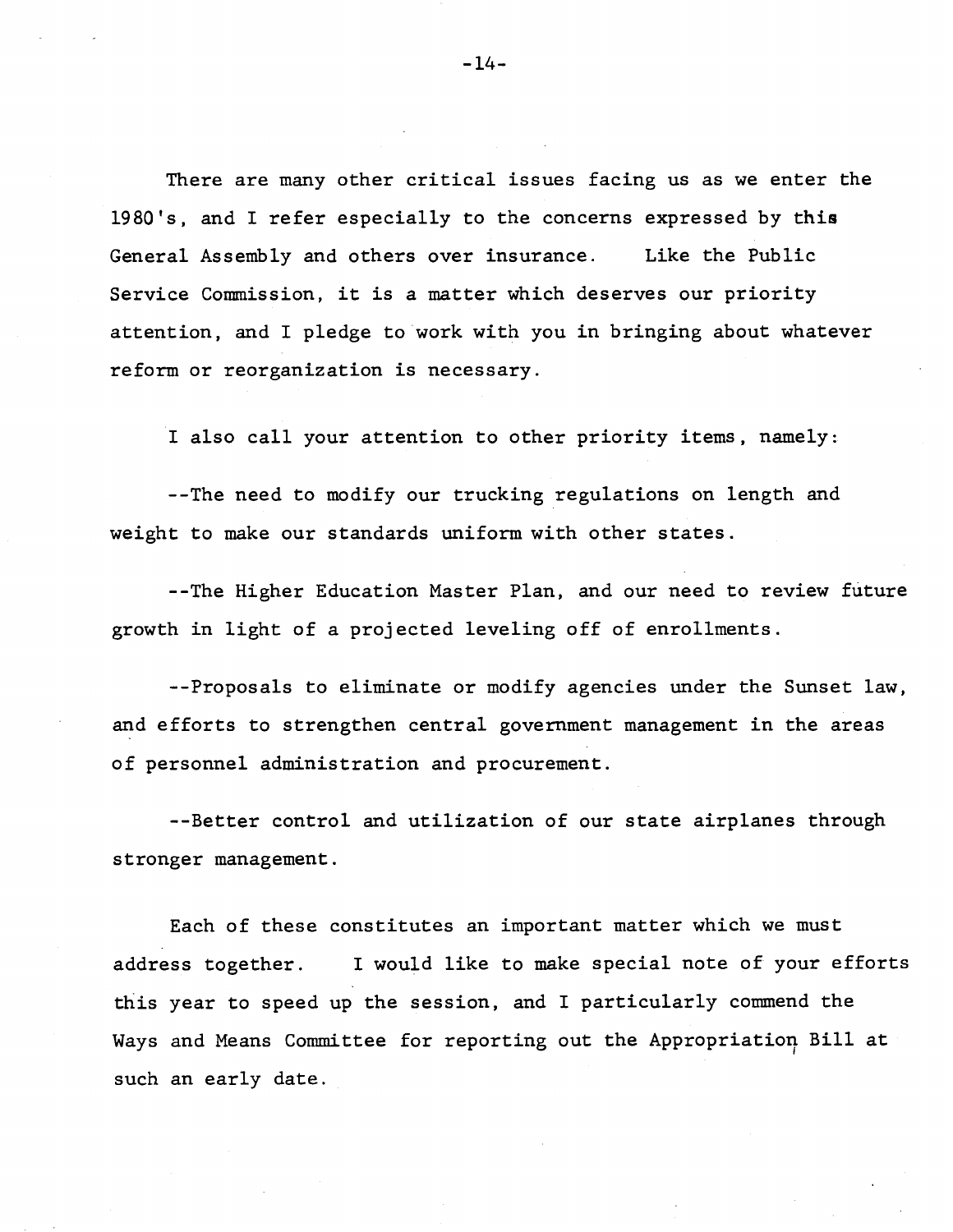There are many other critical issues facing us as we enter the 1980's, and I refer especially to the concerns expressed by this General Assembly and others over insurance. Like the Public Service Commission, it is a matter which deserves our priority attention, and I pledge to work with you in bringing about whatever reform or reorganization is necessary.

I also call your attention to other priority items, namely:

--The need to modify our trucking regulations on length and weight to make our standards uniform with other states.

--The Higher Education Master Plan, and our need to review future growth in light of a projected leveling off of enrollments.

--Proposals to eliminate or modify agencies under the Sunset law, and efforts to strengthen central government management in the areas of personnel administration and procurement.

--Better control and utilization of our state airplanes through stronger management.

Each of these constitutes an important matter which we must address together. I would like to make special note of your efforts this year to speed up the session, and I particularly commend the Ways and Means Committee for reporting out the Appropriation Bill at such an early date.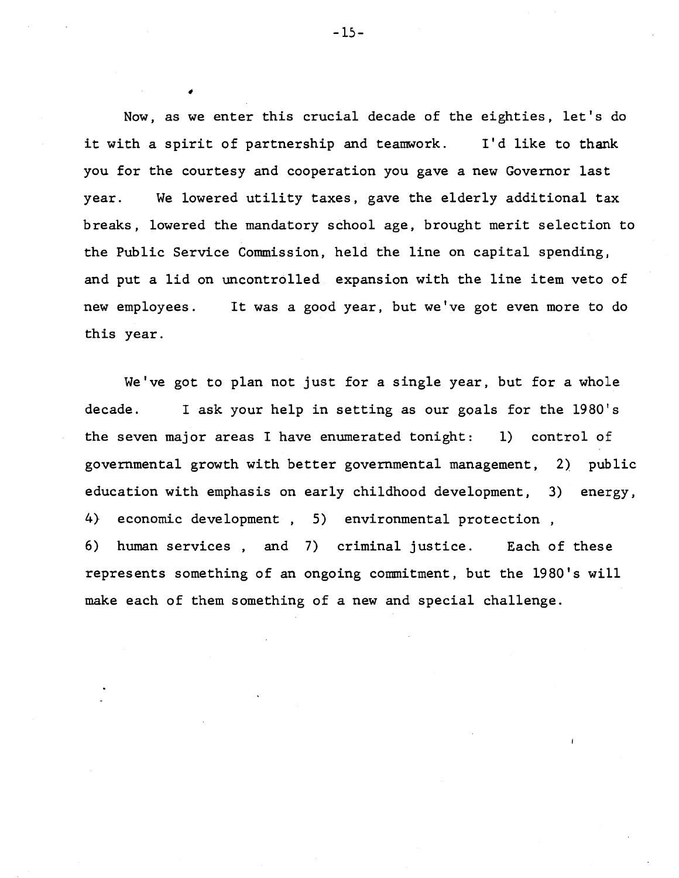Now, as we enter this crucial decade of the eighties, let's do it with a spirit of partnership and teamwork. I'd like to thank you for the courtesy and cooperation you gave a new Governor last year. We lowered utility taxes, gave the elderly additional tax breaks, lowered the mandatory school age, brought merit selection to the Public Service Commission, held the line on capital spending, and put a lid on uncontrolled expansion with the line item veto of new employees. It was a good year, but we've got even more to do this year.

We've got to plan not just for a single year, but for a whole decade. I ask your help in setting as our goals for the 1980's the seven major areas I have enumerated tonight: 1) control of governmental growth with better governmental management, 2) public education with emphasis on early childhood development, 3) energy, 4) economic development, 5) environmental protection, 6) human services, and 7) criminal justice. Each of these represents something of an ongoing commitment, but the 1980's will make each of them something of a new and special challenge.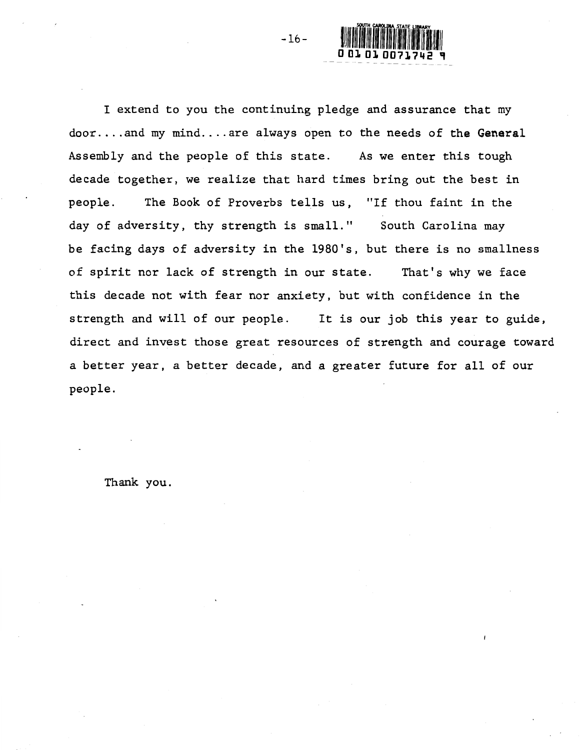I extend to you the continuing pledge and assurance that my door....and my mind....are always open to the needs of the General Assembly and the people of this state. As we enter this tough decade together, we realize that hard times bring out the best in people. The Book of Proverbs tells us, "If thou faint in the day of adversity, thy strength is small." South Carolina may be facing days of adversity in the 1980's, but there is no smallness of spirit nor lack of strength in our state. That's why we face this decade not with fear nor anxiety, but with confidence in the strength and will of our people. It is our job this year to guide, direct and invest those great resources of strength and courage toward a better year, a better decade, and a greater future for all of our people.

Thank you.